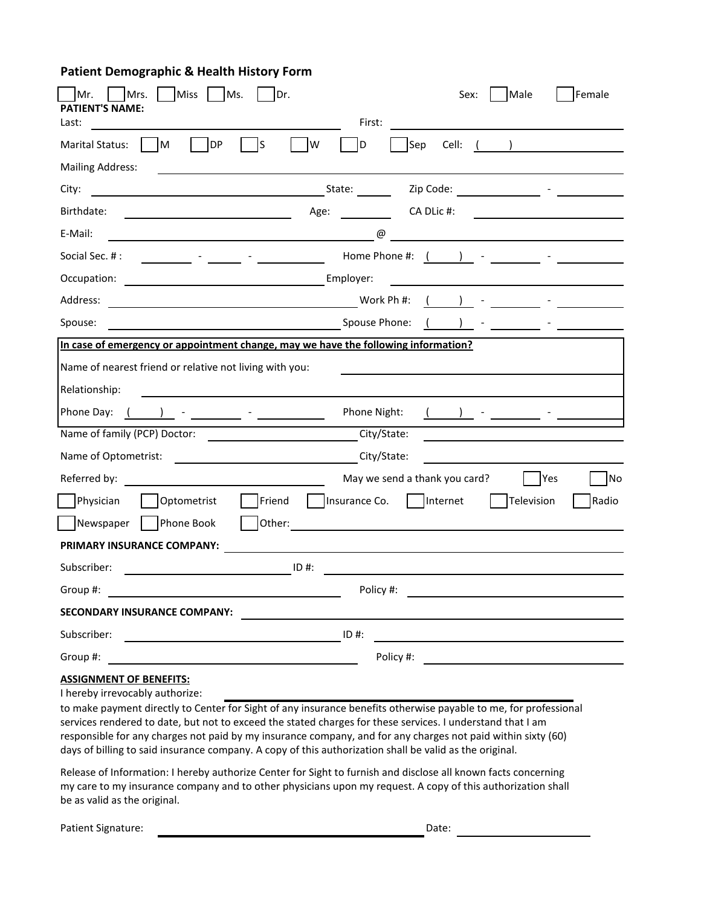## Patient Demographic & Health History Form

☐ Mr. ☐ Mrs. ☐ Miss ☐ Ms. ☐ Dr. Sex: ☐ Male ☐ Female

**PATIENT'S NAME:**

Last: ____________________ First: ____________________

Marital Status: ☐ M ☐ DP ☐ S ☐ W ☐ D ☐ Sep Cell: ( ) ____________

Mailing Address: ____________________

City: ____________________ State: ______ Zip Code: ____________ - ________

Birthdate: ____________________ Age: ________ CA DLic #: ____________________

E-Mail: ____________________ @ ____________________

Social Sec. # : ________ - ______ - ________ Home Phone #: ( ) - ________ - ________

Occupation: ____________________ Employer: ____________________

Address: ____________________ Work Ph #: ( ) - ________ - ________

Spouse: ____________________ Spouse Phone: ( ) - ________ - ________

**In case of emergency or appointment change, may we have the following information?**

Name of nearest friend or relative not living with you: ____________________

Relationship: ____________________

Phone Day: ( ) - ________ - ________ Phone Night: ( ) - ________ - ________

Name of family (PCP) Doctor: ____________________ City/State: ____________________

Name of Optometrist: ____________________ City/State: ____________________

Referred by: ____________________ May we send a thank you card? ☐ Yes ☐ No

☐ Physician ☐ Optometrist ☐ Friend ☐ Insurance Co. ☐ Internet ☐ Television ☐ Radio

☐ Newspaper ☐ Phone Book ☐ Other: ____________________

**PRIMARY INSURANCE COMPANY:** ____________________

Subscriber: ____________________ ID #: ____________________

Group #: ____________________ Policy #: ____________________

**SECONDARY INSURANCE COMPANY:** ____________________

Subscriber: ____________________ ID #: ____________________

Group #: ____________________ Policy #: ____________________

**ASSIGNMENT OF BENEFITS:**

I hereby irrevocably authorize: ____________________

to make payment directly to Center for Sight of any insurance benefits otherwise payable to me, for professional services rendered to date, but not to exceed the stated charges for these services. I understand that I am responsible for any charges not paid by my insurance company, and for any charges not paid within sixty (60) days of billing to said insurance company. A copy of this authorization shall be valid as the original.

Release of Information: I hereby authorize Center for Sight to furnish and disclose all known facts concerning my care to my insurance company and to other physicians upon my request. A copy of this authorization shall be as valid as the original.

Patient Signature: ____________________ Date: ____________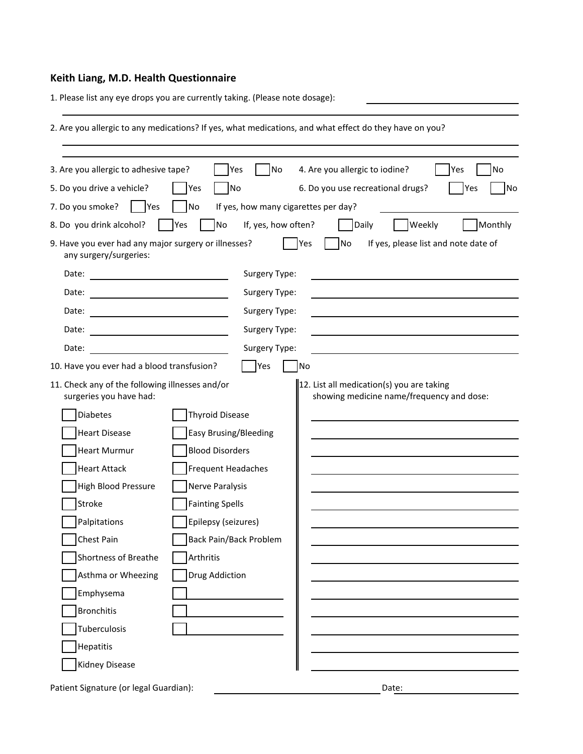## Keith Liang, M.D. Health Questionnaire

1. Please list any eye drops you are currently taking. (Please note dosage): ______________________

______________________________________________________________________

2. Are you allergic to any medications? If yes, what medications, and what effect do they have on you?

______________________________________________________________________

______________________________________________________________________

3. Are you allergic to adhesive tape? ☐ Yes ☐ No

4. Are you allergic to iodine? ☐ Yes ☐ No

5. Do you drive a vehicle? ☐ Yes ☐ No

6. Do you use recreational drugs? ☐ Yes ☐ No

7. Do you smoke? ☐ Yes ☐ No If yes, how many cigarettes per day? ______________

8. Do you drink alcohol? ☐ Yes ☐ No If, yes, how often? ☐ Daily ☐ Weekly ☐ Monthly

9. Have you ever had any major surgery or illnesses? ☐ Yes ☐ No If yes, please list and note date of any surgery/surgeries:

| Date | Surgery Type |
|---|---|
| | |
| | |
| | |
| | |
| | |

10. Have you ever had a blood transfusion? ☐ Yes ☐ No

11. Check any of the following illnesses and/or surgeries you have had:

| | |
|---|---|
| ☐ Diabetes | ☐ Thyroid Disease |
| ☐ Heart Disease | ☐ Easy Brusing/Bleeding |
| ☐ Heart Murmur | ☐ Blood Disorders |
| ☐ Heart Attack | ☐ Frequent Headaches |
| ☐ High Blood Pressure | ☐ Nerve Paralysis |
| ☐ Stroke | ☐ Fainting Spells |
| ☐ Palpitations | ☐ Epilepsy (seizures) |
| ☐ Chest Pain | ☐ Back Pain/Back Problem |
| ☐ Shortness of Breathe | ☐ Arthritis |
| ☐ Asthma or Wheezing | ☐ Drug Addiction |
| ☐ Emphysema | ☐ ______________ |
| ☐ Bronchitis | ☐ ______________ |
| ☐ Tuberculosis | ☐ ______________ |
| ☐ Hepatitis | |
| ☐ Kidney Disease | |

12. List all medication(s) you are taking showing medicine name/frequency and dose:

______________________________________________________________________

______________________________________________________________________

______________________________________________________________________

______________________________________________________________________

______________________________________________________________________

______________________________________________________________________

______________________________________________________________________

______________________________________________________________________

______________________________________________________________________

______________________________________________________________________

______________________________________________________________________

______________________________________________________________________

______________________________________________________________________

______________________________________________________________________

______________________________________________________________________

Patient Signature (or legal Guardian): ______________________ Date: ______________